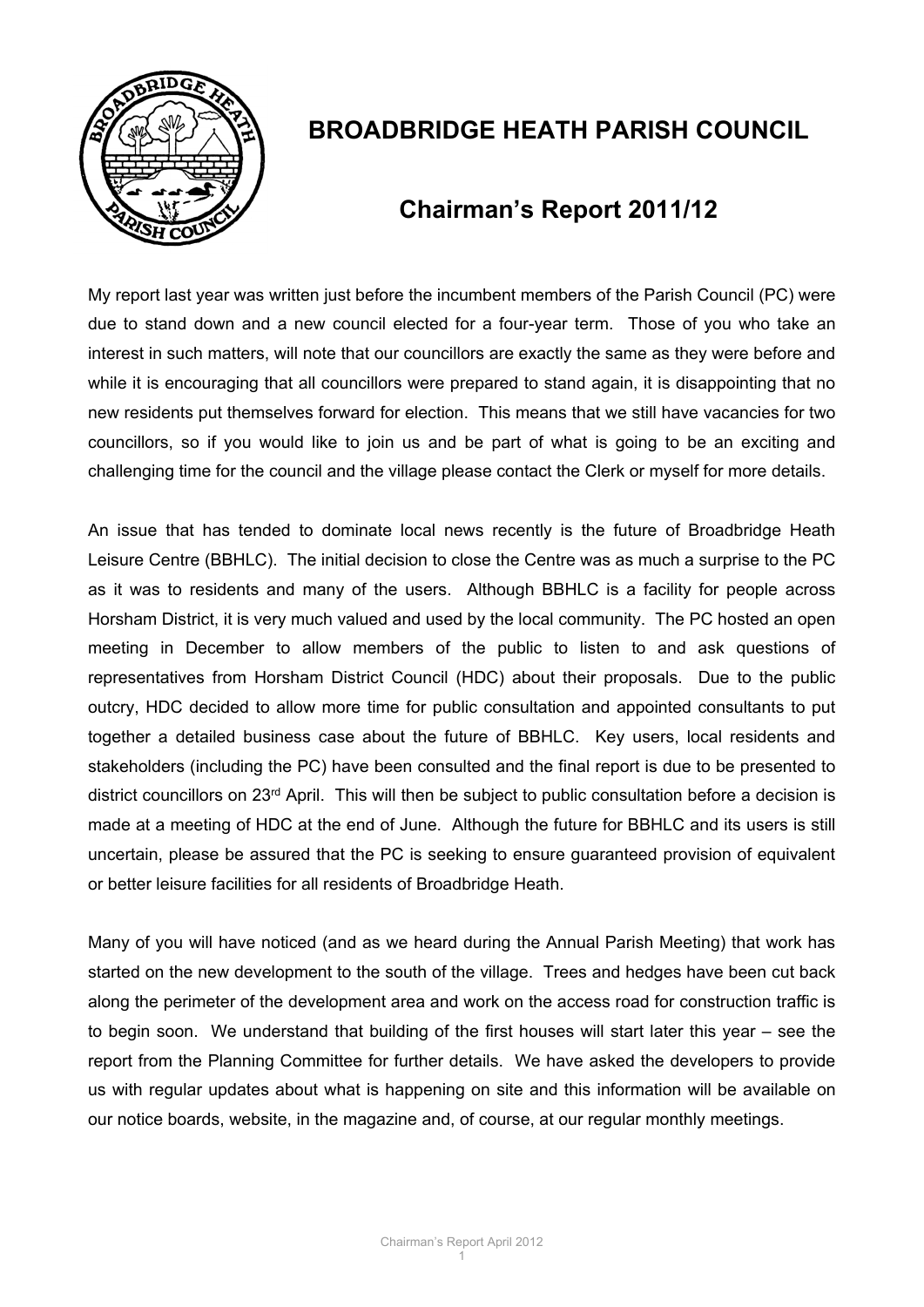# BROADBRIDGE HEATH PARISH COUNCIL

## Chairman's Report 2011/12

My report last year was written just before the incumbent members of the Parish Council (PC) were due to stand down and a new council elected for a four-year term. Those of you who take an interest in such matters, will note that our councillors are exactly the same as they were before and while it is encouraging that all councillors were prepared to stand again, it is disappointing that no new residents put themselves forward for election. This means that we still have vacancies for two councillors, so if you would like to join us and be part of what is going to be an exciting and challenging time for the council and the village please contact the Clerk or myself for more details.

An issue that has tended to dominate local news recently is the future of Broadbridge Heath Leisure Centre (BBHLC). The initial decision to close the Centre was as much a surprise to the PC as it was to residents and many of the users. Although BBHLC is a facility for people across Horsham District, it is very much valued and used by the local community. The PC hosted an open meeting in December to allow members of the public to listen to and ask questions of representatives from Horsham District Council (HDC) about their proposals. Due to the public outcry, HDC decided to allow more time for public consultation and appointed consultants to put together a detailed business case about the future of BBHLC. Key users, local residents and stakeholders (including the PC) have been consulted and the final report is due to be presented to district councillors on 23rd April. This will then be subject to public consultation before a decision is made at a meeting of HDC at the end of June. Although the future for BBHLC and its users is still uncertain, please be assured that the PC is seeking to ensure guaranteed provision of equivalent or better leisure facilities for all residents of Broadbridge Heath.

Many of you will have noticed (and as we heard during the Annual Parish Meeting) that work has started on the new development to the south of the village. Trees and hedges have been cut back along the perimeter of the development area and work on the access road for construction traffic is to begin soon. We understand that building of the first houses will start later this year – see the report from the Planning Committee for further details. We have asked the developers to provide us with regular updates about what is happening on site and this information will be available on our notice boards, website, in the magazine and, of course, at our regular monthly meetings.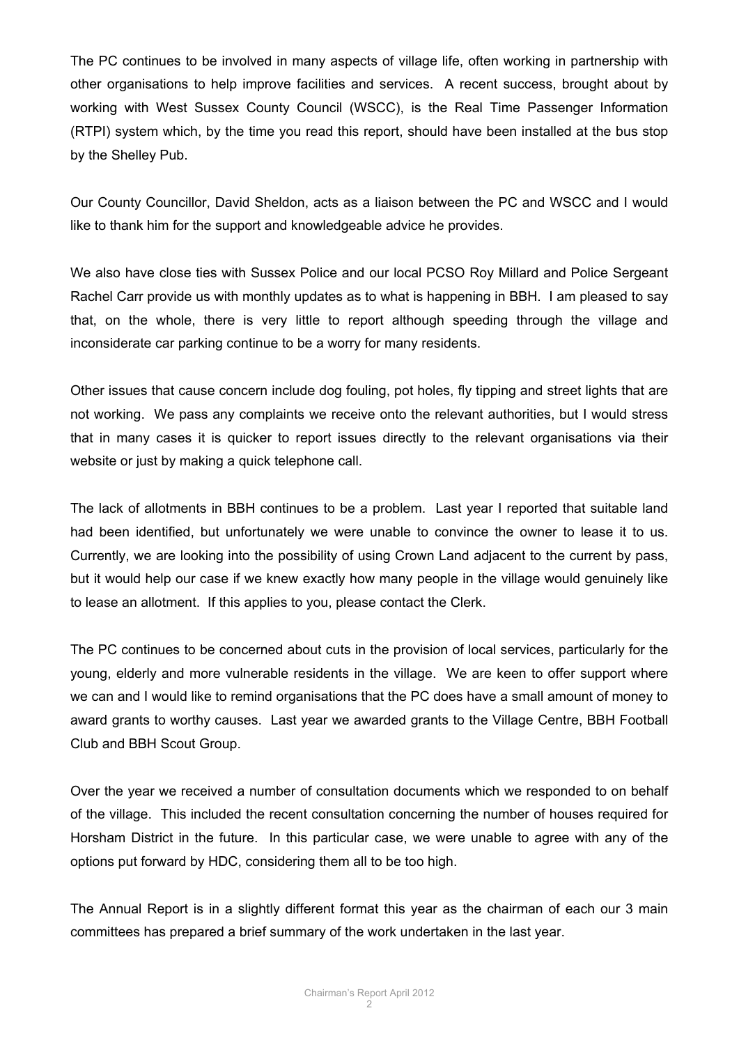The PC continues to be involved in many aspects of village life, often working in partnership with other organisations to help improve facilities and services. A recent success, brought about by working with West Sussex County Council (WSCC), is the Real Time Passenger Information (RTPI) system which, by the time you read this report, should have been installed at the bus stop by the Shelley Pub.

Our County Councillor, David Sheldon, acts as a liaison between the PC and WSCC and I would like to thank him for the support and knowledgeable advice he provides.

We also have close ties with Sussex Police and our local PCSO Roy Millard and Police Sergeant Rachel Carr provide us with monthly updates as to what is happening in BBH. I am pleased to say that, on the whole, there is very little to report although speeding through the village and inconsiderate car parking continue to be a worry for many residents.

Other issues that cause concern include dog fouling, pot holes, fly tipping and street lights that are not working. We pass any complaints we receive onto the relevant authorities, but I would stress that in many cases it is quicker to report issues directly to the relevant organisations via their website or just by making a quick telephone call.

The lack of allotments in BBH continues to be a problem. Last year I reported that suitable land had been identified, but unfortunately we were unable to convince the owner to lease it to us. Currently, we are looking into the possibility of using Crown Land adjacent to the current by pass, but it would help our case if we knew exactly how many people in the village would genuinely like to lease an allotment. If this applies to you, please contact the Clerk.

The PC continues to be concerned about cuts in the provision of local services, particularly for the young, elderly and more vulnerable residents in the village. We are keen to offer support where we can and I would like to remind organisations that the PC does have a small amount of money to award grants to worthy causes. Last year we awarded grants to the Village Centre, BBH Football Club and BBH Scout Group.

Over the year we received a number of consultation documents which we responded to on behalf of the village. This included the recent consultation concerning the number of houses required for Horsham District in the future. In this particular case, we were unable to agree with any of the options put forward by HDC, considering them all to be too high.

The Annual Report is in a slightly different format this year as the chairman of each our 3 main committees has prepared a brief summary of the work undertaken in the last year.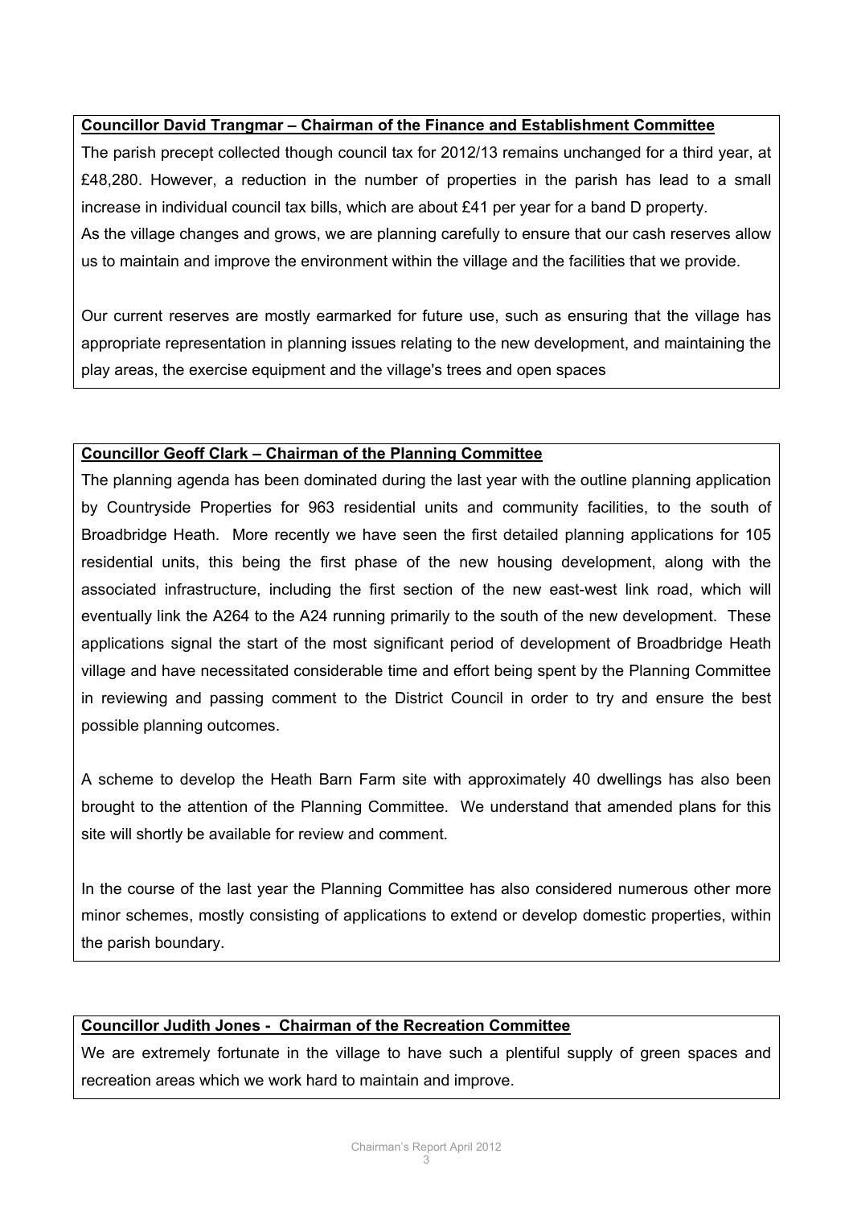**Councillor David Trangmar – Chairman of the Finance and Establishment Committee**

The parish precept collected though council tax for 2012/13 remains unchanged for a third year, at £48,280. However, a reduction in the number of properties in the parish has lead to a small increase in individual council tax bills, which are about £41 per year for a band D property.

As the village changes and grows, we are planning carefully to ensure that our cash reserves allow us to maintain and improve the environment within the village and the facilities that we provide.

Our current reserves are mostly earmarked for future use, such as ensuring that the village has appropriate representation in planning issues relating to the new development, and maintaining the play areas, the exercise equipment and the village's trees and open spaces

**Councillor Geoff Clark – Chairman of the Planning Committee**

The planning agenda has been dominated during the last year with the outline planning application by Countryside Properties for 963 residential units and community facilities, to the south of Broadbridge Heath. More recently we have seen the first detailed planning applications for 105 residential units, this being the first phase of the new housing development, along with the associated infrastructure, including the first section of the new east-west link road, which will eventually link the A264 to the A24 running primarily to the south of the new development. These applications signal the start of the most significant period of development of Broadbridge Heath village and have necessitated considerable time and effort being spent by the Planning Committee in reviewing and passing comment to the District Council in order to try and ensure the best possible planning outcomes.

A scheme to develop the Heath Barn Farm site with approximately 40 dwellings has also been brought to the attention of the Planning Committee. We understand that amended plans for this site will shortly be available for review and comment.

In the course of the last year the Planning Committee has also considered numerous other more minor schemes, mostly consisting of applications to extend or develop domestic properties, within the parish boundary.

**Councillor Judith Jones - Chairman of the Recreation Committee**

We are extremely fortunate in the village to have such a plentiful supply of green spaces and recreation areas which we work hard to maintain and improve.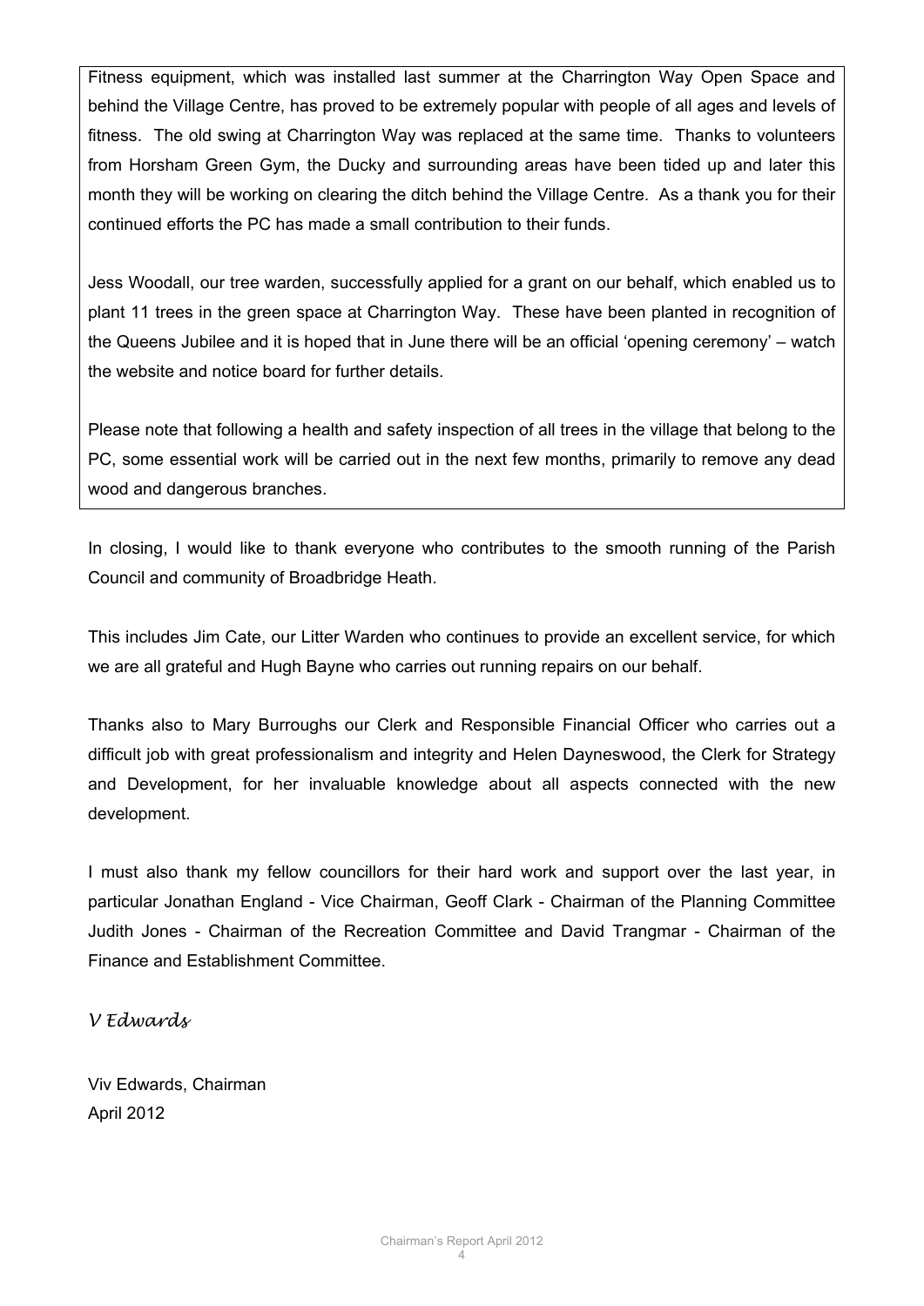Fitness equipment, which was installed last summer at the Charrington Way Open Space and behind the Village Centre, has proved to be extremely popular with people of all ages and levels of fitness. The old swing at Charrington Way was replaced at the same time. Thanks to volunteers from Horsham Green Gym, the Ducky and surrounding areas have been tided up and later this month they will be working on clearing the ditch behind the Village Centre. As a thank you for their continued efforts the PC has made a small contribution to their funds.

Jess Woodall, our tree warden, successfully applied for a grant on our behalf, which enabled us to plant 11 trees in the green space at Charrington Way. These have been planted in recognition of the Queens Jubilee and it is hoped that in June there will be an official 'opening ceremony' – watch the website and notice board for further details.

Please note that following a health and safety inspection of all trees in the village that belong to the PC, some essential work will be carried out in the next few months, primarily to remove any dead wood and dangerous branches.

In closing, I would like to thank everyone who contributes to the smooth running of the Parish Council and community of Broadbridge Heath.

This includes Jim Cate, our Litter Warden who continues to provide an excellent service, for which we are all grateful and Hugh Bayne who carries out running repairs on our behalf.

Thanks also to Mary Burroughs our Clerk and Responsible Financial Officer who carries out a difficult job with great professionalism and integrity and Helen Dayneswood, the Clerk for Strategy and Development, for her invaluable knowledge about all aspects connected with the new development.

I must also thank my fellow councillors for their hard work and support over the last year, in particular Jonathan England - Vice Chairman, Geoff Clark - Chairman of the Planning Committee Judith Jones - Chairman of the Recreation Committee and David Trangmar - Chairman of the Finance and Establishment Committee.

*V Edwards*

Viv Edwards, Chairman
April 2012